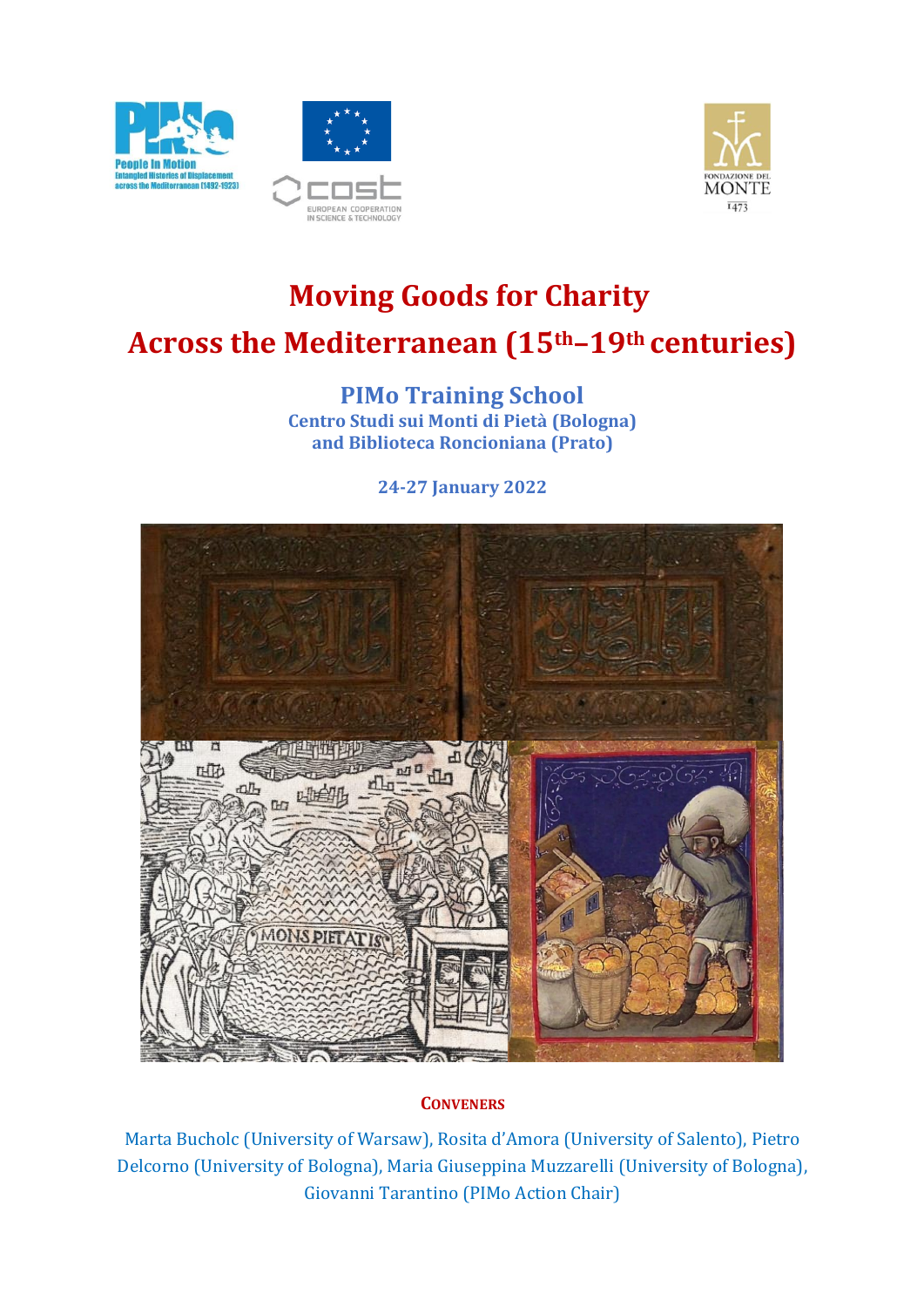# Moving Goods for Charity

# Across the Mediterranean (15th–19th centuries)

## PIMo Training School

**Centro Studi sui Monti di Pietà (Bologna)**
**and Biblioteca Roncioniana (Prato)**

**24-27 January 2022**

### Conveners

Marta Bucholc (University of Warsaw), Rosita d'Amora (University of Salento), Pietro Delcorno (University of Bologna), Maria Giuseppina Muzzarelli (University of Bologna), Giovanni Tarantino (PIMo Action Chair)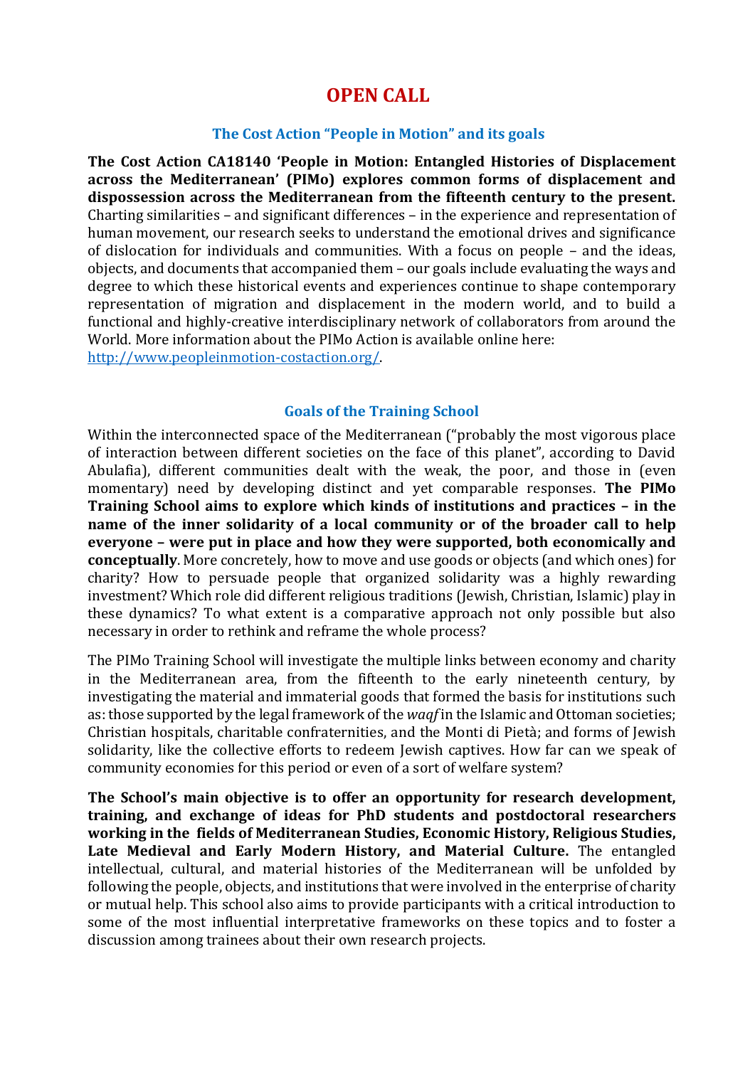# OPEN CALL

## The Cost Action "People in Motion" and its goals

**The Cost Action CA18140 'People in Motion: Entangled Histories of Displacement across the Mediterranean' (PIMo) explores common forms of displacement and dispossession across the Mediterranean from the fifteenth century to the present.** Charting similarities – and significant differences – in the experience and representation of human movement, our research seeks to understand the emotional drives and significance of dislocation for individuals and communities. With a focus on people – and the ideas, objects, and documents that accompanied them – our goals include evaluating the ways and degree to which these historical events and experiences continue to shape contemporary representation of migration and displacement in the modern world, and to build a functional and highly-creative interdisciplinary network of collaborators from around the World. More information about the PIMo Action is available online here: http://www.peopleinmotion-costaction.org/.

## Goals of the Training School

Within the interconnected space of the Mediterranean ("probably the most vigorous place of interaction between different societies on the face of this planet", according to David Abulafia), different communities dealt with the weak, the poor, and those in (even momentary) need by developing distinct and yet comparable responses. **The PIMo Training School aims to explore which kinds of institutions and practices – in the name of the inner solidarity of a local community or of the broader call to help everyone – were put in place and how they were supported, both economically and conceptually**. More concretely, how to move and use goods or objects (and which ones) for charity? How to persuade people that organized solidarity was a highly rewarding investment? Which role did different religious traditions (Jewish, Christian, Islamic) play in these dynamics? To what extent is a comparative approach not only possible but also necessary in order to rethink and reframe the whole process?

The PIMo Training School will investigate the multiple links between economy and charity in the Mediterranean area, from the fifteenth to the early nineteenth century, by investigating the material and immaterial goods that formed the basis for institutions such as: those supported by the legal framework of the *waqf* in the Islamic and Ottoman societies; Christian hospitals, charitable confraternities, and the Monti di Pietà; and forms of Jewish solidarity, like the collective efforts to redeem Jewish captives. How far can we speak of community economies for this period or even of a sort of welfare system?

**The School's main objective is to offer an opportunity for research development, training, and exchange of ideas for PhD students and postdoctoral researchers working in the fields of Mediterranean Studies, Economic History, Religious Studies, Late Medieval and Early Modern History, and Material Culture.** The entangled intellectual, cultural, and material histories of the Mediterranean will be unfolded by following the people, objects, and institutions that were involved in the enterprise of charity or mutual help. This school also aims to provide participants with a critical introduction to some of the most influential interpretative frameworks on these topics and to foster a discussion among trainees about their own research projects.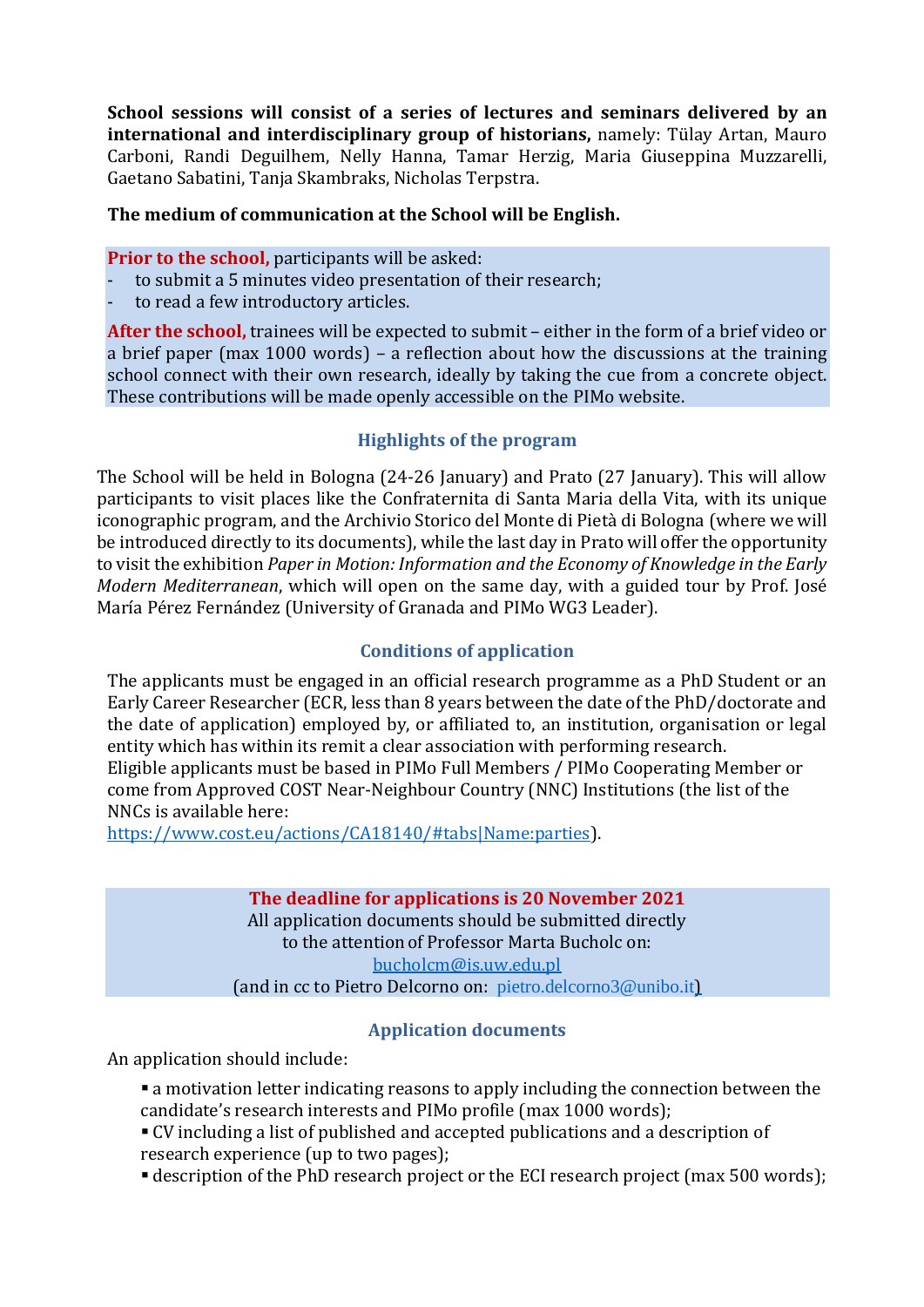**School sessions will consist of a series of lectures and seminars delivered by an international and interdisciplinary group of historians,** namely: Tülay Artan, Mauro Carboni, Randi Deguilhem, Nelly Hanna, Tamar Herzig, Maria Giuseppina Muzzarelli, Gaetano Sabatini, Tanja Skambraks, Nicholas Terpstra.

**The medium of communication at the School will be English.**

**Prior to the school,** participants will be asked:

- to submit a 5 minutes video presentation of their research;
- to read a few introductory articles.

**After the school,** trainees will be expected to submit – either in the form of a brief video or a brief paper (max 1000 words) – a reflection about how the discussions at the training school connect with their own research, ideally by taking the cue from a concrete object. These contributions will be made openly accessible on the PIMo website.

### Highlights of the program

The School will be held in Bologna (24-26 January) and Prato (27 January). This will allow participants to visit places like the Confraternita di Santa Maria della Vita, with its unique iconographic program, and the Archivio Storico del Monte di Pietà di Bologna (where we will be introduced directly to its documents), while the last day in Prato will offer the opportunity to visit the exhibition *Paper in Motion: Information and the Economy of Knowledge in the Early Modern Mediterranean*, which will open on the same day, with a guided tour by Prof. José María Pérez Fernández (University of Granada and PIMo WG3 Leader).

### Conditions of application

The applicants must be engaged in an official research programme as a PhD Student or an Early Career Researcher (ECR, less than 8 years between the date of the PhD/doctorate and the date of application) employed by, or affiliated to, an institution, organisation or legal entity which has within its remit a clear association with performing research.
Eligible applicants must be based in PIMo Full Members / PIMo Cooperating Member or come from Approved COST Near-Neighbour Country (NNC) Institutions (the list of the NNCs is available here:
https://www.cost.eu/actions/CA18140/#tabs|Name:parties).

**The deadline for applications is 20 November 2021**
All application documents should be submitted directly
to the attention of Professor Marta Bucholc on:
bucholcm@is.uw.edu.pl
(and in cc to Pietro Delcorno on: pietro.delcorno3@unibo.it)

### Application documents

An application should include:

- a motivation letter indicating reasons to apply including the connection between the candidate's research interests and PIMo profile (max 1000 words);
- CV including a list of published and accepted publications and a description of research experience (up to two pages);
- description of the PhD research project or the ECI research project (max 500 words);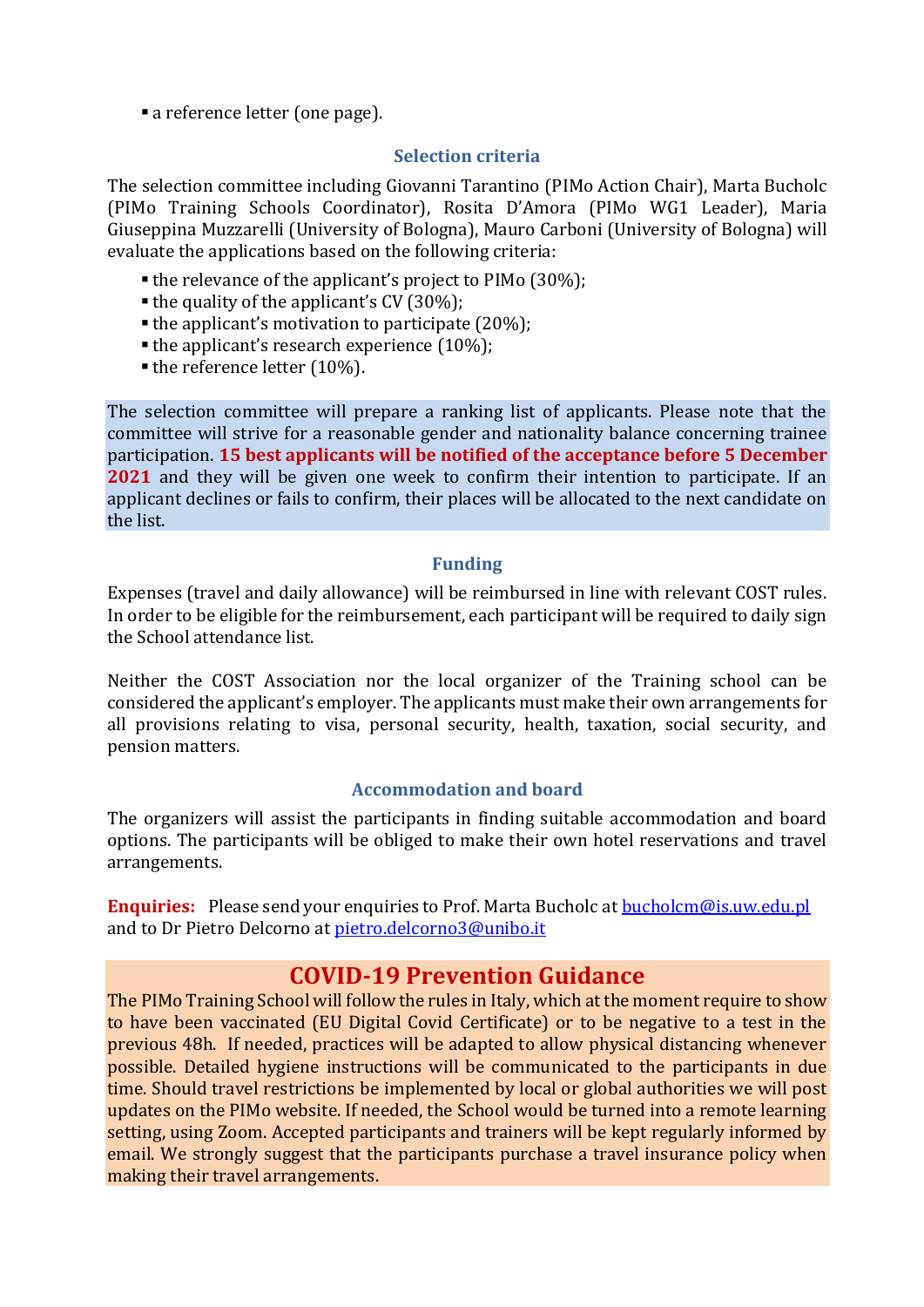- a reference letter (one page).

## Selection criteria

The selection committee including Giovanni Tarantino (PIMo Action Chair), Marta Bucholc (PIMo Training Schools Coordinator), Rosita D'Amora (PIMo WG1 Leader), Maria Giuseppina Muzzarelli (University of Bologna), Mauro Carboni (University of Bologna) will evaluate the applications based on the following criteria:

- the relevance of the applicant's project to PIMo (30%);
- the quality of the applicant's CV (30%);
- the applicant's motivation to participate (20%);
- the applicant's research experience (10%);
- the reference letter (10%).

The selection committee will prepare a ranking list of applicants. Please note that the committee will strive for a reasonable gender and nationality balance concerning trainee participation. **15 best applicants will be notified of the acceptance before 5 December 2021** and they will be given one week to confirm their intention to participate. If an applicant declines or fails to confirm, their places will be allocated to the next candidate on the list.

## Funding

Expenses (travel and daily allowance) will be reimbursed in line with relevant COST rules. In order to be eligible for the reimbursement, each participant will be required to daily sign the School attendance list.

Neither the COST Association nor the local organizer of the Training school can be considered the applicant's employer. The applicants must make their own arrangements for all provisions relating to visa, personal security, health, taxation, social security, and pension matters.

## Accommodation and board

The organizers will assist the participants in finding suitable accommodation and board options. The participants will be obliged to make their own hotel reservations and travel arrangements.

**Enquiries:** Please send your enquiries to Prof. Marta Bucholc at bucholcm@is.uw.edu.pl and to Dr Pietro Delcorno at pietro.delcorno3@unibo.it

## COVID-19 Prevention Guidance

The PIMo Training School will follow the rules in Italy, which at the moment require to show to have been vaccinated (EU Digital Covid Certificate) or to be negative to a test in the previous 48h. If needed, practices will be adapted to allow physical distancing whenever possible. Detailed hygiene instructions will be communicated to the participants in due time. Should travel restrictions be implemented by local or global authorities we will post updates on the PIMo website. If needed, the School would be turned into a remote learning setting, using Zoom. Accepted participants and trainers will be kept regularly informed by email. We strongly suggest that the participants purchase a travel insurance policy when making their travel arrangements.